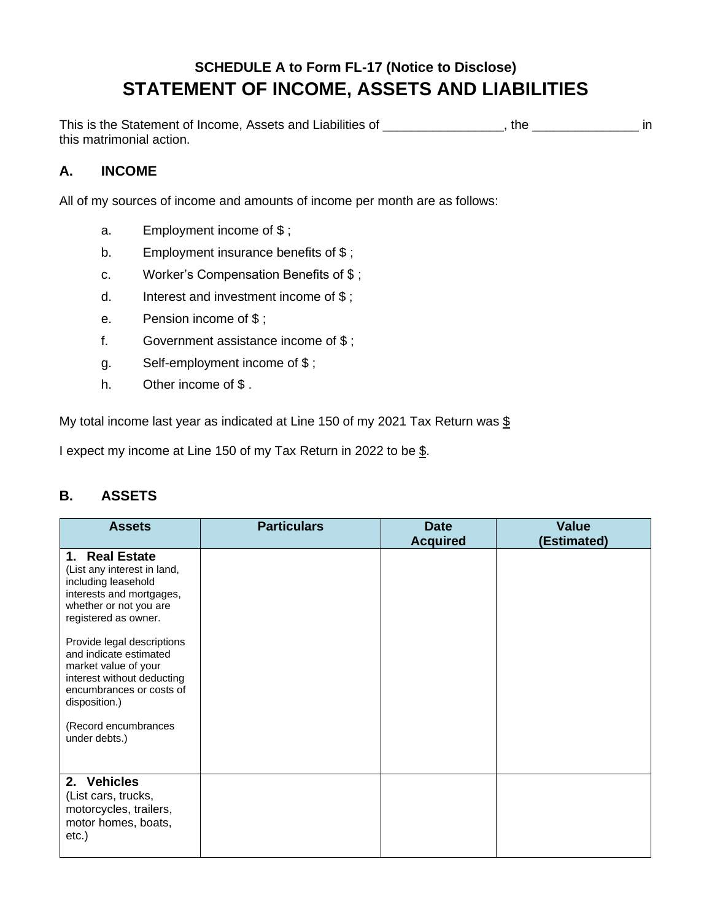### SCHEDULE A to Form FL-17 (Notice to Disclose)

# STATEMENT OF INCOME, ASSETS AND LIABILITIES

This is the Statement of Income, Assets and Liabilities of _________________, the _______________ in this matrimonial action.

## A. INCOME

All of my sources of income and amounts of income per month are as follows:

a. Employment income of $ ;

b. Employment insurance benefits of $ ;

c. Worker's Compensation Benefits of $ ;

d. Interest and investment income of $ ;

e. Pension income of $ ;

f. Government assistance income of $ ;

g. Self-employment income of $ ;

h. Other income of $ .

My total income last year as indicated at Line 150 of my 2021 Tax Return was $

I expect my income at Line 150 of my Tax Return in 2022 to be $.

## B. ASSETS

| Assets | Particulars | Date Acquired | Value (Estimated) |
|---|---|---|---|
| **1. Real Estate** (List any interest in land, including leasehold interests and mortgages, whether or not you are registered as owner. Provide legal descriptions and indicate estimated market value of your interest without deducting encumbrances or costs of disposition.) (Record encumbrances under debts.) | | | |
| **2. Vehicles** (List cars, trucks, motorcycles, trailers, motor homes, boats, etc.) | | | |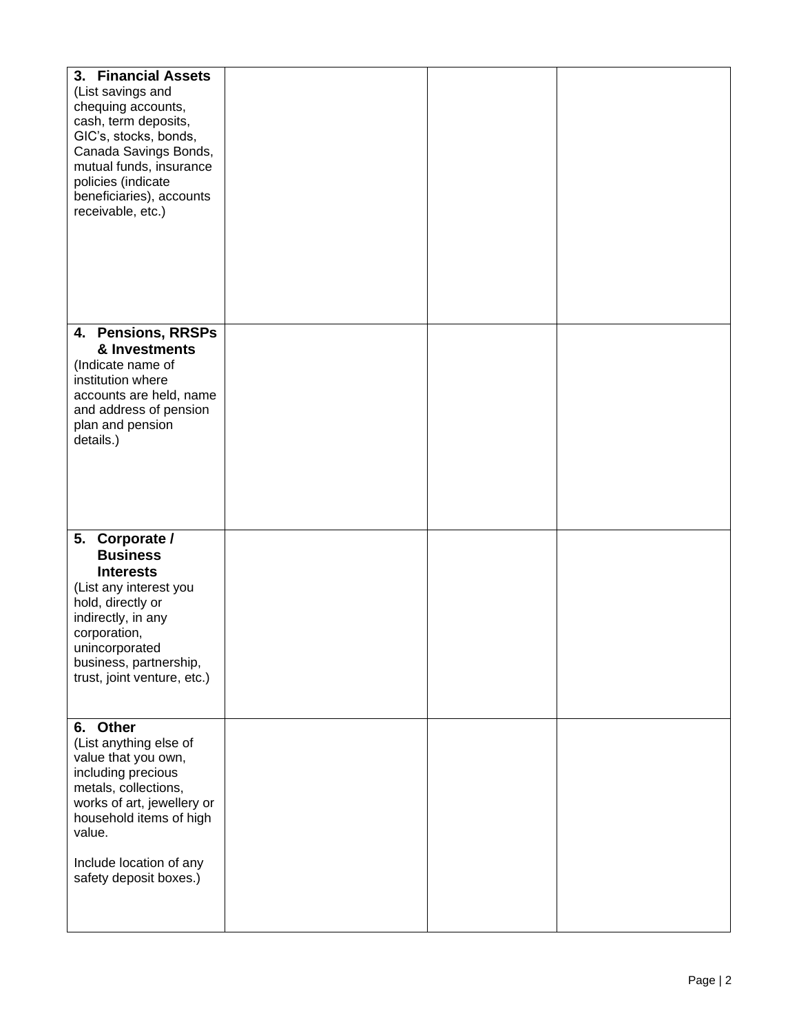| | | | |
|---|---|---|---|
| **3. Financial Assets**<br>(List savings and chequing accounts, cash, term deposits, GIC's, stocks, bonds, Canada Savings Bonds, mutual funds, insurance policies (indicate beneficiaries), accounts receivable, etc.) | | | |
| **4. Pensions, RRSPs & Investments**<br>(Indicate name of institution where accounts are held, name and address of pension plan and pension details.) | | | |
| **5. Corporate / Business Interests**<br>(List any interest you hold, directly or indirectly, in any corporation, unincorporated business, partnership, trust, joint venture, etc.) | | | |
| **6. Other**<br>(List anything else of value that you own, including precious metals, collections, works of art, jewellery or household items of high value.<br><br>Include location of any safety deposit boxes.) | | | |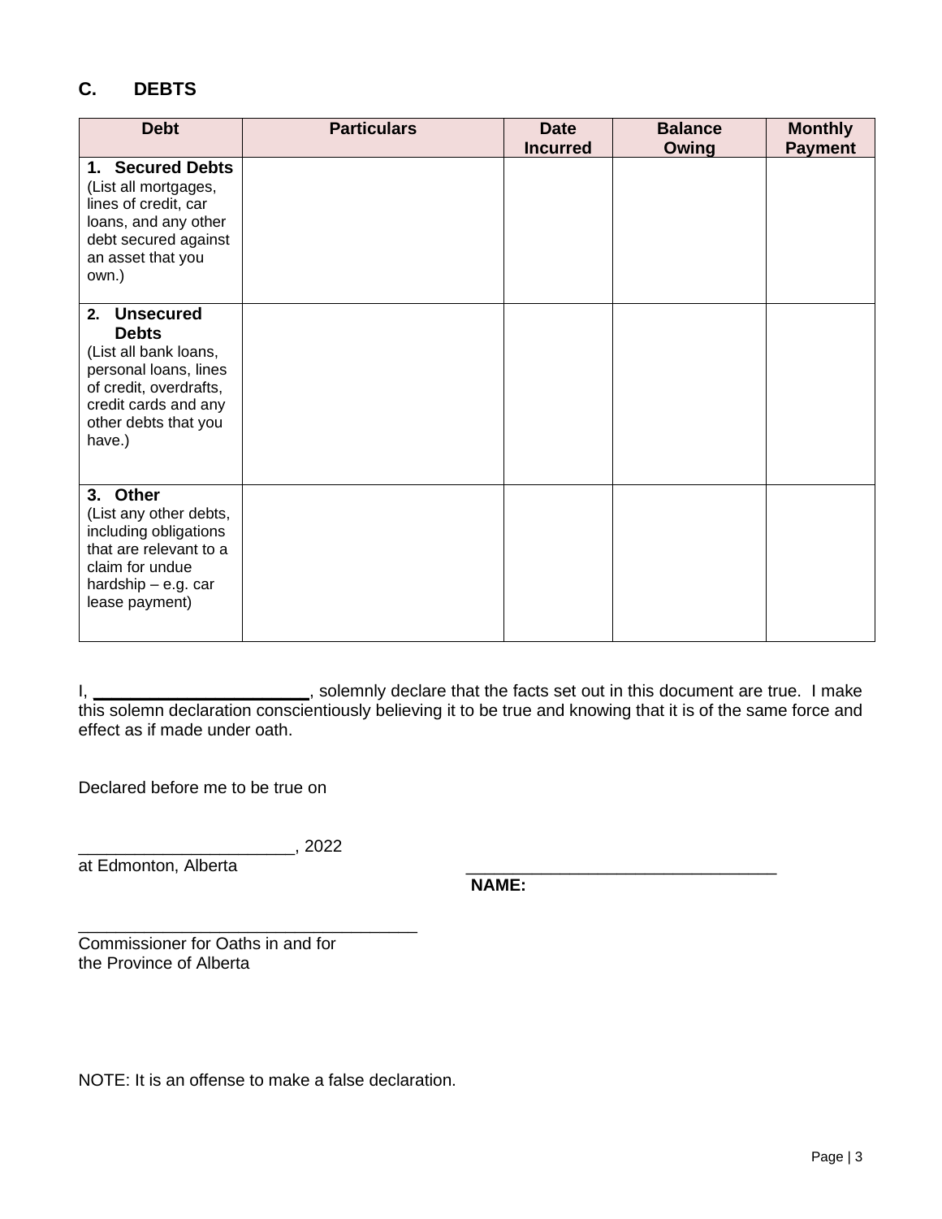## C. DEBTS

| Debt | Particulars | Date Incurred | Balance Owing | Monthly Payment |
|---|---|---|---|---|
| **1. Secured Debts** (List all mortgages, lines of credit, car loans, and any other debt secured against an asset that you own.) | | | | |
| **2. Unsecured Debts** (List all bank loans, personal loans, lines of credit, overdrafts, credit cards and any other debts that you have.) | | | | |
| **3. Other** (List any other debts, including obligations that are relevant to a claim for undue hardship – e.g. car lease payment) | | | | |

I, ______________________, solemnly declare that the facts set out in this document are true. I make this solemn declaration conscientiously believing it to be true and knowing that it is of the same force and effect as if made under oath.

Declared before me to be true on

______________________, 2022
at Edmonton, Alberta

________________________________
**NAME:**

___________________________________
Commissioner for Oaths in and for
the Province of Alberta

NOTE: It is an offense to make a false declaration.